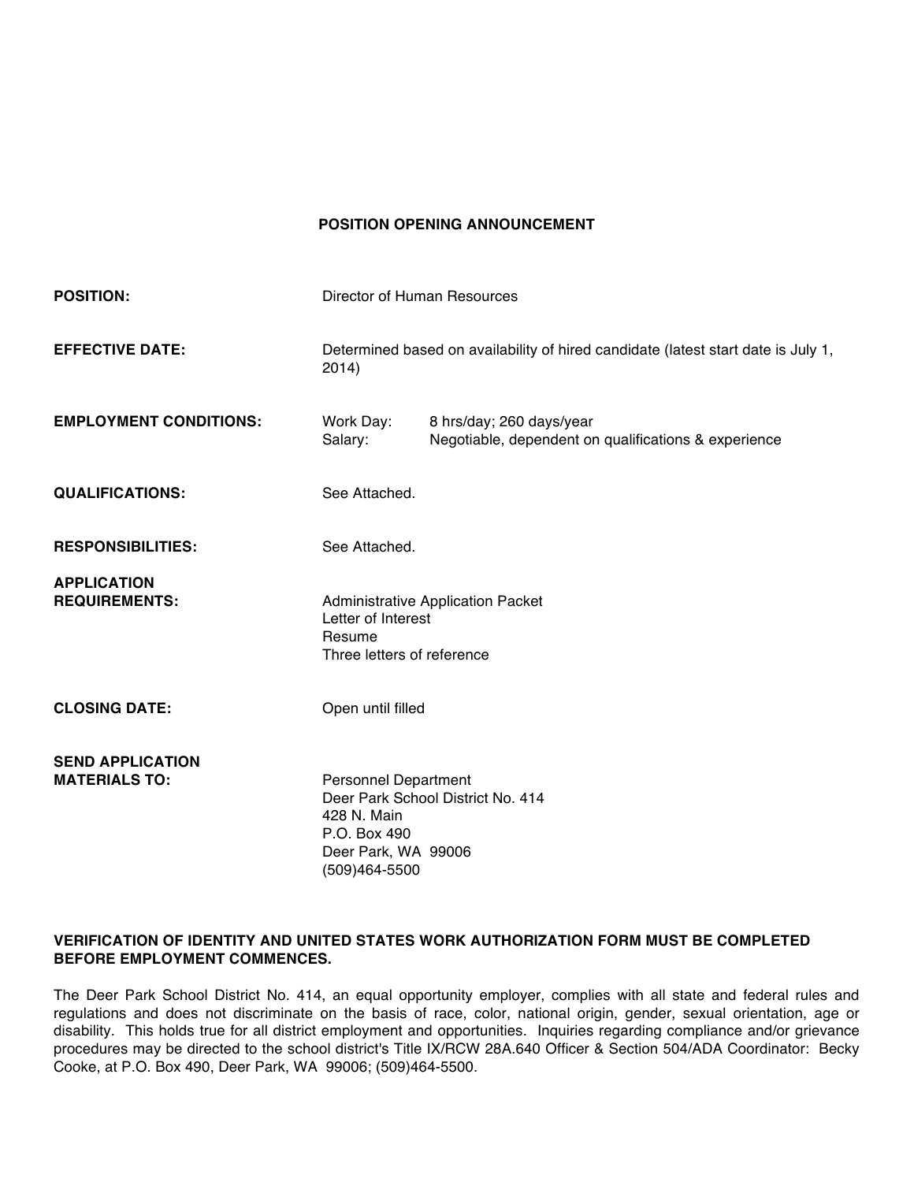# POSITION OPENING ANNOUNCEMENT

**POSITION:** Director of Human Resources

**EFFECTIVE DATE:** Determined based on availability of hired candidate (latest start date is July 1, 2014)

**EMPLOYMENT CONDITIONS:**
Work Day: 8 hrs/day; 260 days/year
Salary: Negotiable, dependent on qualifications & experience

**QUALIFICATIONS:** See Attached.

**RESPONSIBILITIES:** See Attached.

**APPLICATION REQUIREMENTS:**
Administrative Application Packet
Letter of Interest
Resume
Three letters of reference

**CLOSING DATE:** Open until filled

**SEND APPLICATION MATERIALS TO:**
Personnel Department
Deer Park School District No. 414
428 N. Main
P.O. Box 490
Deer Park, WA 99006
(509)464-5500

**VERIFICATION OF IDENTITY AND UNITED STATES WORK AUTHORIZATION FORM MUST BE COMPLETED BEFORE EMPLOYMENT COMMENCES.**

The Deer Park School District No. 414, an equal opportunity employer, complies with all state and federal rules and regulations and does not discriminate on the basis of race, color, national origin, gender, sexual orientation, age or disability. This holds true for all district employment and opportunities. Inquiries regarding compliance and/or grievance procedures may be directed to the school district's Title IX/RCW 28A.640 Officer & Section 504/ADA Coordinator: Becky Cooke, at P.O. Box 490, Deer Park, WA 99006; (509)464-5500.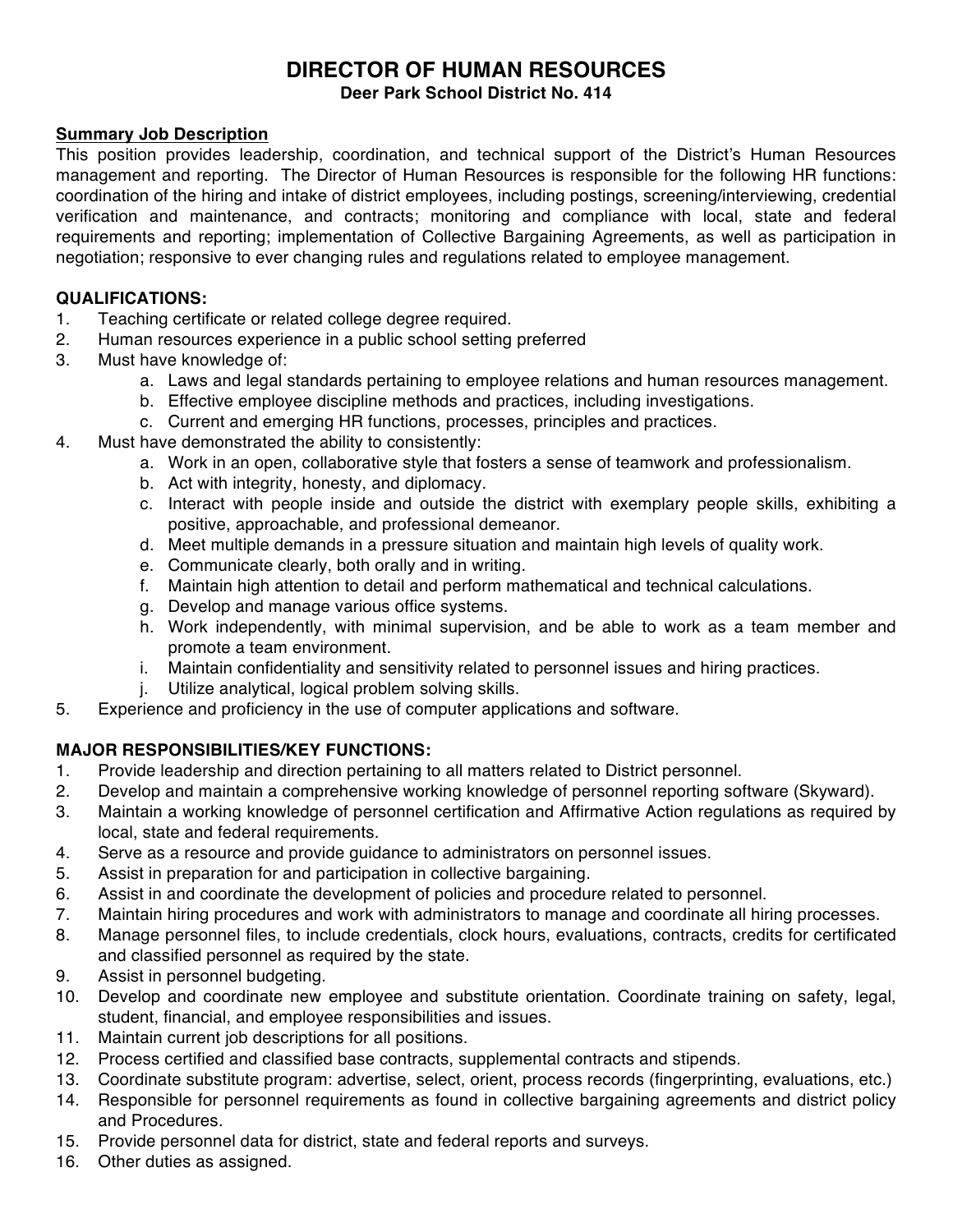# DIRECTOR OF HUMAN RESOURCES

**Deer Park School District No. 414**

**Summary Job Description**

This position provides leadership, coordination, and technical support of the District's Human Resources management and reporting. The Director of Human Resources is responsible for the following HR functions: coordination of the hiring and intake of district employees, including postings, screening/interviewing, credential verification and maintenance, and contracts; monitoring and compliance with local, state and federal requirements and reporting; implementation of Collective Bargaining Agreements, as well as participation in negotiation; responsive to ever changing rules and regulations related to employee management.

## QUALIFICATIONS:

1. Teaching certificate or related college degree required.
2. Human resources experience in a public school setting preferred
3. Must have knowledge of:
   a. Laws and legal standards pertaining to employee relations and human resources management.
   b. Effective employee discipline methods and practices, including investigations.
   c. Current and emerging HR functions, processes, principles and practices.
4. Must have demonstrated the ability to consistently:
   a. Work in an open, collaborative style that fosters a sense of teamwork and professionalism.
   b. Act with integrity, honesty, and diplomacy.
   c. Interact with people inside and outside the district with exemplary people skills, exhibiting a positive, approachable, and professional demeanor.
   d. Meet multiple demands in a pressure situation and maintain high levels of quality work.
   e. Communicate clearly, both orally and in writing.
   f. Maintain high attention to detail and perform mathematical and technical calculations.
   g. Develop and manage various office systems.
   h. Work independently, with minimal supervision, and be able to work as a team member and promote a team environment.
   i. Maintain confidentiality and sensitivity related to personnel issues and hiring practices.
   j. Utilize analytical, logical problem solving skills.
5. Experience and proficiency in the use of computer applications and software.

## MAJOR RESPONSIBILITIES/KEY FUNCTIONS:

1. Provide leadership and direction pertaining to all matters related to District personnel.
2. Develop and maintain a comprehensive working knowledge of personnel reporting software (Skyward).
3. Maintain a working knowledge of personnel certification and Affirmative Action regulations as required by local, state and federal requirements.
4. Serve as a resource and provide guidance to administrators on personnel issues.
5. Assist in preparation for and participation in collective bargaining.
6. Assist in and coordinate the development of policies and procedure related to personnel.
7. Maintain hiring procedures and work with administrators to manage and coordinate all hiring processes.
8. Manage personnel files, to include credentials, clock hours, evaluations, contracts, credits for certificated and classified personnel as required by the state.
9. Assist in personnel budgeting.
10. Develop and coordinate new employee and substitute orientation. Coordinate training on safety, legal, student, financial, and employee responsibilities and issues.
11. Maintain current job descriptions for all positions.
12. Process certified and classified base contracts, supplemental contracts and stipends.
13. Coordinate substitute program: advertise, select, orient, process records (fingerprinting, evaluations, etc.)
14. Responsible for personnel requirements as found in collective bargaining agreements and district policy and Procedures.
15. Provide personnel data for district, state and federal reports and surveys.
16. Other duties as assigned.